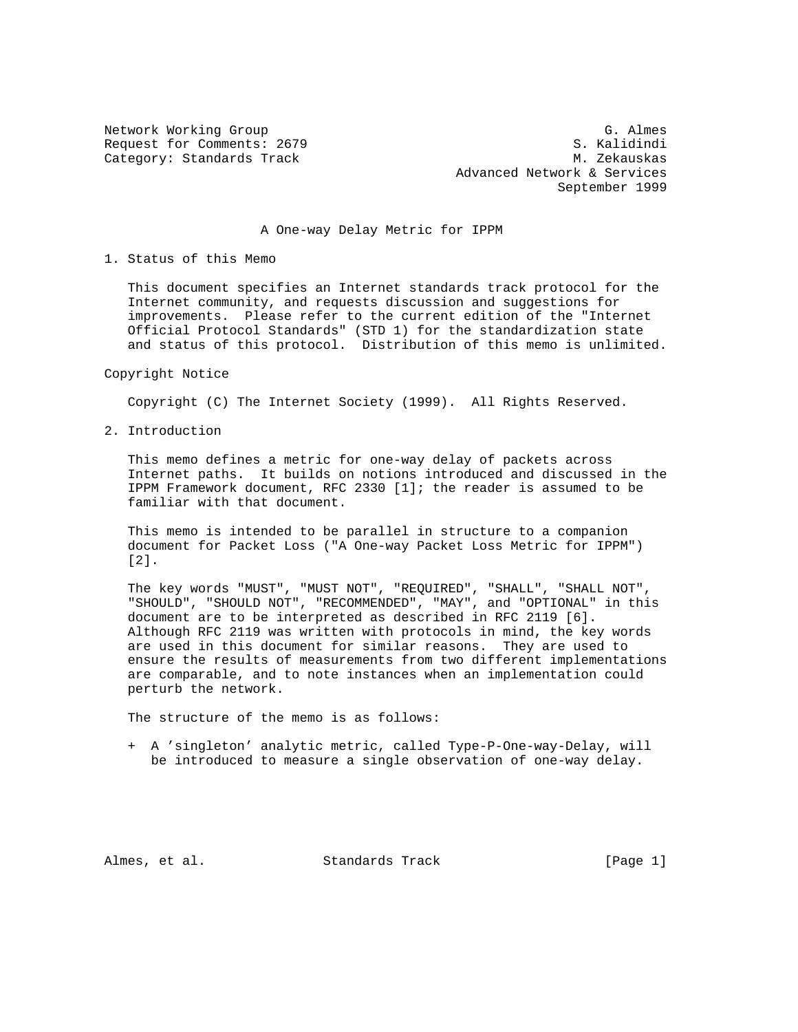Network Working Group G. Almes
Request for Comments: 2679 S. Kalidindi
Category: Standards Track M. Zekauskas
Advanced Network & Services
September 1999

# A One-way Delay Metric for IPPM

## 1. Status of this Memo

This document specifies an Internet standards track protocol for the Internet community, and requests discussion and suggestions for improvements. Please refer to the current edition of the "Internet Official Protocol Standards" (STD 1) for the standardization state and status of this protocol. Distribution of this memo is unlimited.

Copyright Notice

Copyright (C) The Internet Society (1999). All Rights Reserved.

## 2. Introduction

This memo defines a metric for one-way delay of packets across Internet paths. It builds on notions introduced and discussed in the IPPM Framework document, RFC 2330 [1]; the reader is assumed to be familiar with that document.

This memo is intended to be parallel in structure to a companion document for Packet Loss ("A One-way Packet Loss Metric for IPPM") [2].

The key words "MUST", "MUST NOT", "REQUIRED", "SHALL", "SHALL NOT", "SHOULD", "SHOULD NOT", "RECOMMENDED", "MAY", and "OPTIONAL" in this document are to be interpreted as described in RFC 2119 [6]. Although RFC 2119 was written with protocols in mind, the key words are used in this document for similar reasons. They are used to ensure the results of measurements from two different implementations are comparable, and to note instances when an implementation could perturb the network.

The structure of the memo is as follows:

+ A 'singleton' analytic metric, called Type-P-One-way-Delay, will be introduced to measure a single observation of one-way delay.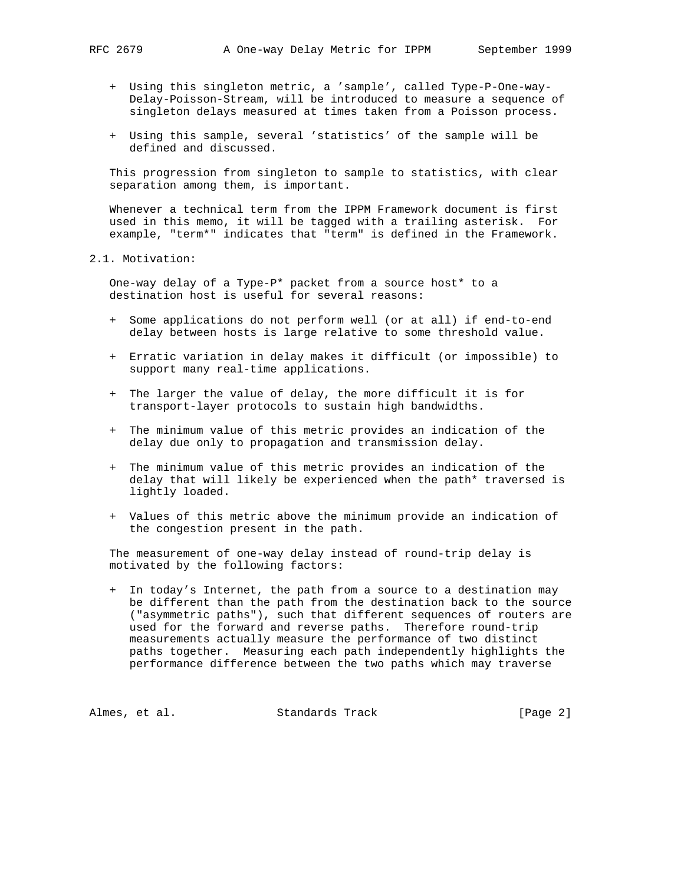+ Using this singleton metric, a 'sample', called Type-P-One-way-Delay-Poisson-Stream, will be introduced to measure a sequence of singleton delays measured at times taken from a Poisson process.

+ Using this sample, several 'statistics' of the sample will be defined and discussed.

This progression from singleton to sample to statistics, with clear separation among them, is important.

Whenever a technical term from the IPPM Framework document is first used in this memo, it will be tagged with a trailing asterisk. For example, "term*" indicates that "term" is defined in the Framework.

## 2.1. Motivation:

One-way delay of a Type-P* packet from a source host* to a destination host is useful for several reasons:

+ Some applications do not perform well (or at all) if end-to-end delay between hosts is large relative to some threshold value.

+ Erratic variation in delay makes it difficult (or impossible) to support many real-time applications.

+ The larger the value of delay, the more difficult it is for transport-layer protocols to sustain high bandwidths.

+ The minimum value of this metric provides an indication of the delay due only to propagation and transmission delay.

+ The minimum value of this metric provides an indication of the delay that will likely be experienced when the path* traversed is lightly loaded.

+ Values of this metric above the minimum provide an indication of the congestion present in the path.

The measurement of one-way delay instead of round-trip delay is motivated by the following factors:

+ In today's Internet, the path from a source to a destination may be different than the path from the destination back to the source ("asymmetric paths"), such that different sequences of routers are used for the forward and reverse paths. Therefore round-trip measurements actually measure the performance of two distinct paths together. Measuring each path independently highlights the performance difference between the two paths which may traverse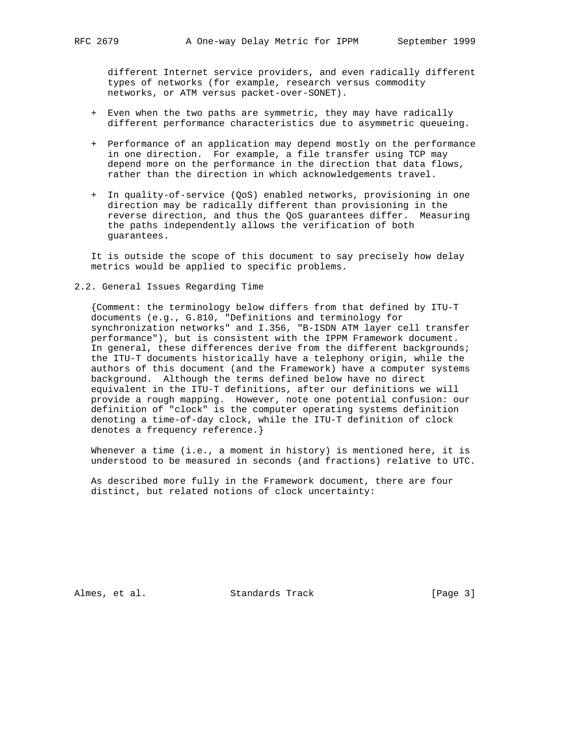different Internet service providers, and even radically different types of networks (for example, research versus commodity networks, or ATM versus packet-over-SONET).

+ Even when the two paths are symmetric, they may have radically different performance characteristics due to asymmetric queueing.

+ Performance of an application may depend mostly on the performance in one direction. For example, a file transfer using TCP may depend more on the performance in the direction that data flows, rather than the direction in which acknowledgements travel.

+ In quality-of-service (QoS) enabled networks, provisioning in one direction may be radically different than provisioning in the reverse direction, and thus the QoS guarantees differ. Measuring the paths independently allows the verification of both guarantees.

It is outside the scope of this document to say precisely how delay metrics would be applied to specific problems.

## 2.2. General Issues Regarding Time

{Comment: the terminology below differs from that defined by ITU-T documents (e.g., G.810, "Definitions and terminology for synchronization networks" and I.356, "B-ISDN ATM layer cell transfer performance"), but is consistent with the IPPM Framework document. In general, these differences derive from the different backgrounds; the ITU-T documents historically have a telephony origin, while the authors of this document (and the Framework) have a computer systems background. Although the terms defined below have no direct equivalent in the ITU-T definitions, after our definitions we will provide a rough mapping. However, note one potential confusion: our definition of "clock" is the computer operating systems definition denoting a time-of-day clock, while the ITU-T definition of clock denotes a frequency reference.}

Whenever a time (i.e., a moment in history) is mentioned here, it is understood to be measured in seconds (and fractions) relative to UTC.

As described more fully in the Framework document, there are four distinct, but related notions of clock uncertainty: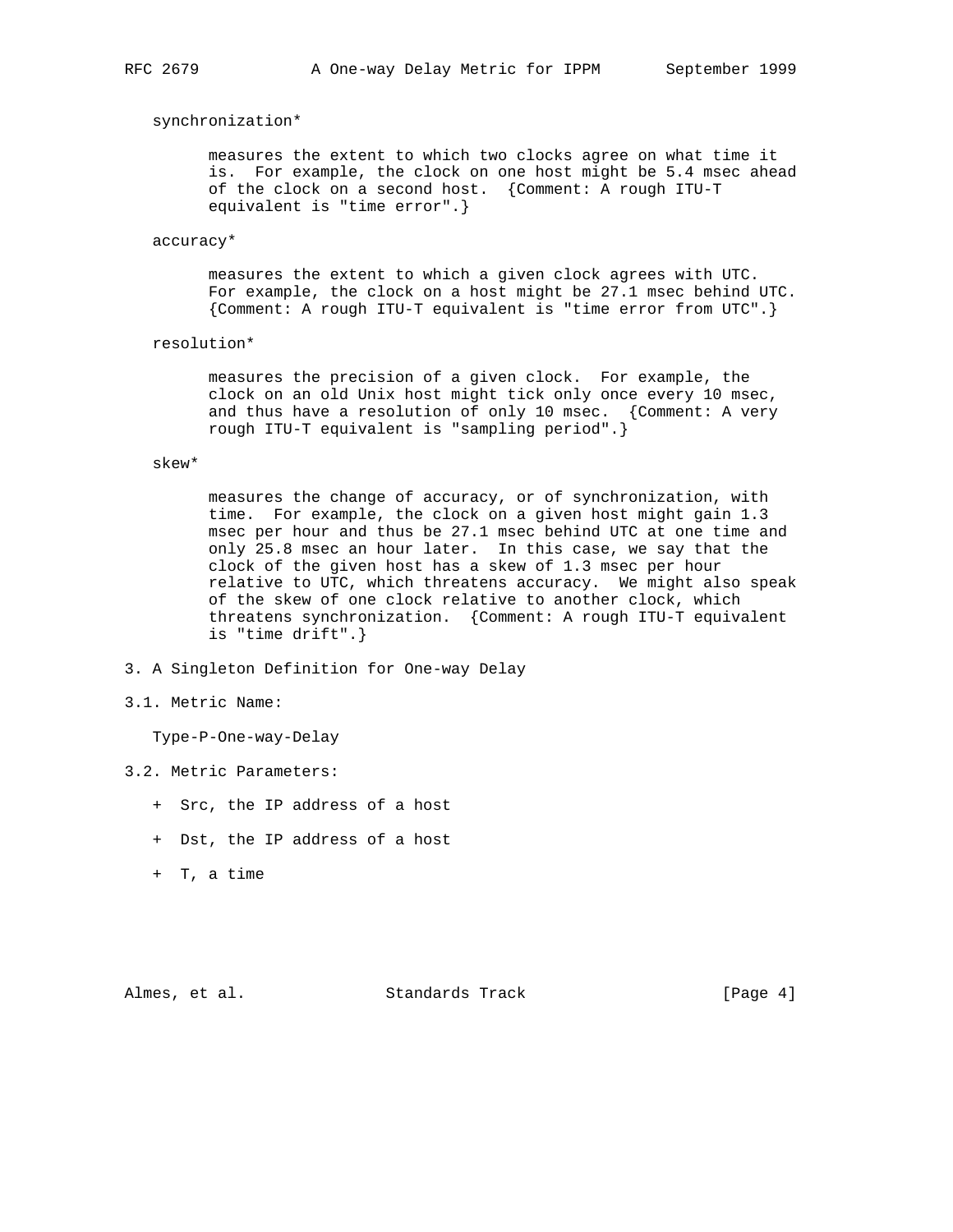synchronization*

measures the extent to which two clocks agree on what time it is. For example, the clock on one host might be 5.4 msec ahead of the clock on a second host. {Comment: A rough ITU-T equivalent is "time error".}

accuracy*

measures the extent to which a given clock agrees with UTC. For example, the clock on a host might be 27.1 msec behind UTC. {Comment: A rough ITU-T equivalent is "time error from UTC".}

resolution*

measures the precision of a given clock. For example, the clock on an old Unix host might tick only once every 10 msec, and thus have a resolution of only 10 msec. {Comment: A very rough ITU-T equivalent is "sampling period".}

skew*

measures the change of accuracy, or of synchronization, with time. For example, the clock on a given host might gain 1.3 msec per hour and thus be 27.1 msec behind UTC at one time and only 25.8 msec an hour later. In this case, we say that the clock of the given host has a skew of 1.3 msec per hour relative to UTC, which threatens accuracy. We might also speak of the skew of one clock relative to another clock, which threatens synchronization. {Comment: A rough ITU-T equivalent is "time drift".}

## 3. A Singleton Definition for One-way Delay

### 3.1. Metric Name:

Type-P-One-way-Delay

### 3.2. Metric Parameters:

+ Src, the IP address of a host
+ Dst, the IP address of a host
+ T, a time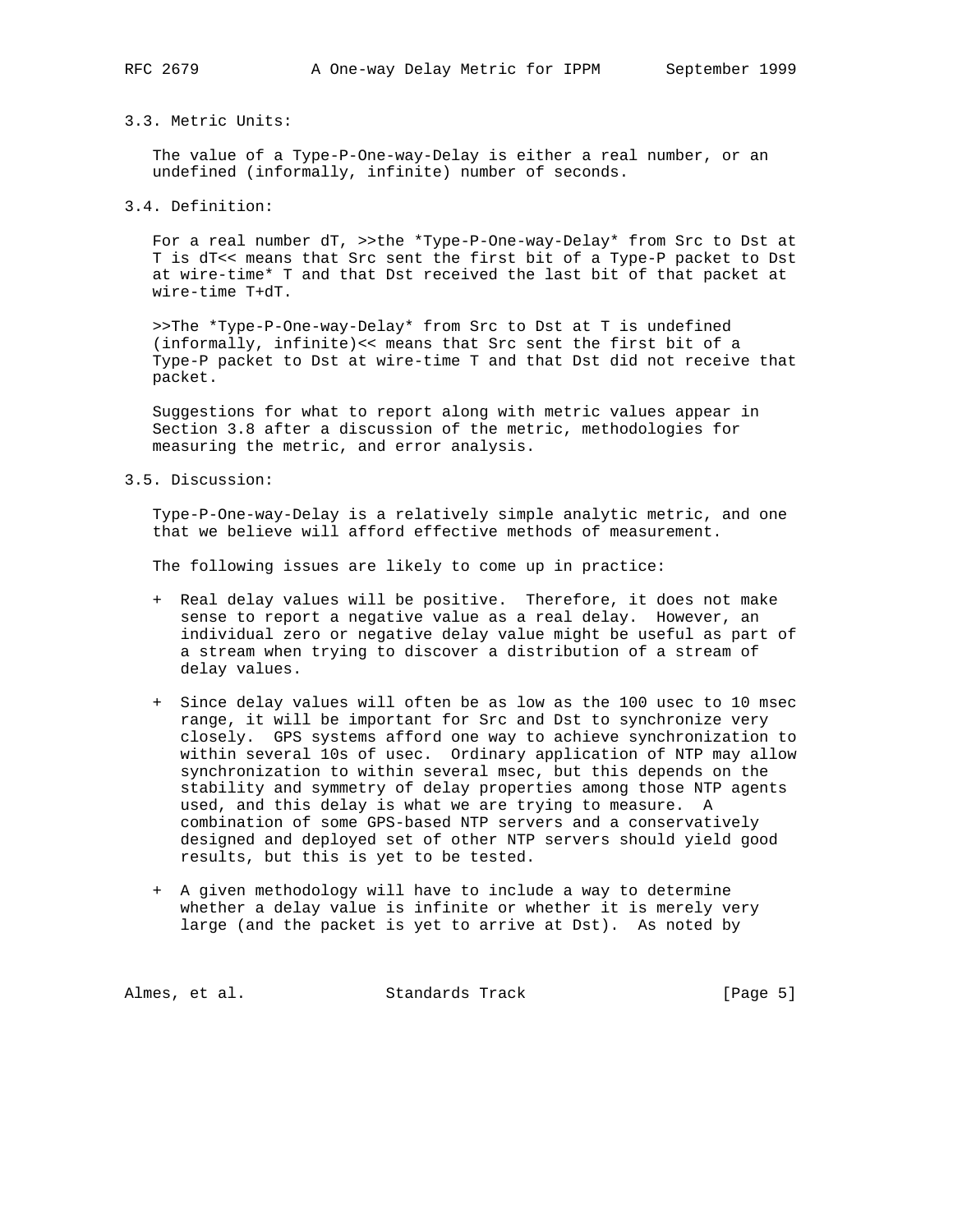### 3.3. Metric Units:

The value of a Type-P-One-way-Delay is either a real number, or an undefined (informally, infinite) number of seconds.

### 3.4. Definition:

For a real number dT, >>the *Type-P-One-way-Delay* from Src to Dst at T is dT<< means that Src sent the first bit of a Type-P packet to Dst at wire-time* T and that Dst received the last bit of that packet at wire-time T+dT.

>>The *Type-P-One-way-Delay* from Src to Dst at T is undefined (informally, infinite)<< means that Src sent the first bit of a Type-P packet to Dst at wire-time T and that Dst did not receive that packet.

Suggestions for what to report along with metric values appear in Section 3.8 after a discussion of the metric, methodologies for measuring the metric, and error analysis.

### 3.5. Discussion:

Type-P-One-way-Delay is a relatively simple analytic metric, and one that we believe will afford effective methods of measurement.

The following issues are likely to come up in practice:

+ Real delay values will be positive. Therefore, it does not make sense to report a negative value as a real delay. However, an individual zero or negative delay value might be useful as part of a stream when trying to discover a distribution of a stream of delay values.

+ Since delay values will often be as low as the 100 usec to 10 msec range, it will be important for Src and Dst to synchronize very closely. GPS systems afford one way to achieve synchronization to within several 10s of usec. Ordinary application of NTP may allow synchronization to within several msec, but this depends on the stability and symmetry of delay properties among those NTP agents used, and this delay is what we are trying to measure. A combination of some GPS-based NTP servers and a conservatively designed and deployed set of other NTP servers should yield good results, but this is yet to be tested.

+ A given methodology will have to include a way to determine whether a delay value is infinite or whether it is merely very large (and the packet is yet to arrive at Dst). As noted by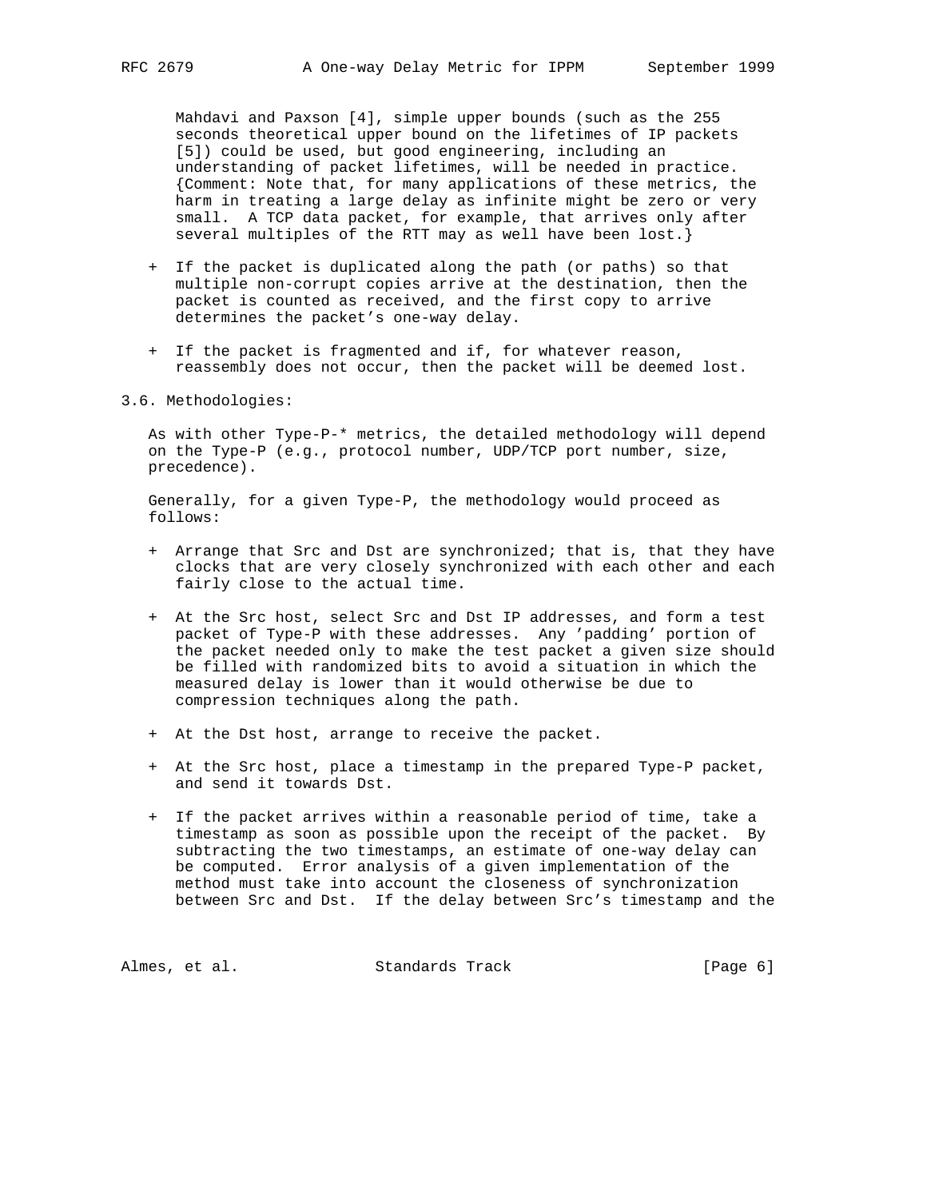Mahdavi and Paxson [4], simple upper bounds (such as the 255 seconds theoretical upper bound on the lifetimes of IP packets [5]) could be used, but good engineering, including an understanding of packet lifetimes, will be needed in practice. {Comment: Note that, for many applications of these metrics, the harm in treating a large delay as infinite might be zero or very small. A TCP data packet, for example, that arrives only after several multiples of the RTT may as well have been lost.}

+ If the packet is duplicated along the path (or paths) so that multiple non-corrupt copies arrive at the destination, then the packet is counted as received, and the first copy to arrive determines the packet's one-way delay.

+ If the packet is fragmented and if, for whatever reason, reassembly does not occur, then the packet will be deemed lost.

3.6. Methodologies:

As with other Type-P-* metrics, the detailed methodology will depend on the Type-P (e.g., protocol number, UDP/TCP port number, size, precedence).

Generally, for a given Type-P, the methodology would proceed as follows:

+ Arrange that Src and Dst are synchronized; that is, that they have clocks that are very closely synchronized with each other and each fairly close to the actual time.

+ At the Src host, select Src and Dst IP addresses, and form a test packet of Type-P with these addresses. Any 'padding' portion of the packet needed only to make the test packet a given size should be filled with randomized bits to avoid a situation in which the measured delay is lower than it would otherwise be due to compression techniques along the path.

+ At the Dst host, arrange to receive the packet.

+ At the Src host, place a timestamp in the prepared Type-P packet, and send it towards Dst.

+ If the packet arrives within a reasonable period of time, take a timestamp as soon as possible upon the receipt of the packet. By subtracting the two timestamps, an estimate of one-way delay can be computed. Error analysis of a given implementation of the method must take into account the closeness of synchronization between Src and Dst. If the delay between Src's timestamp and the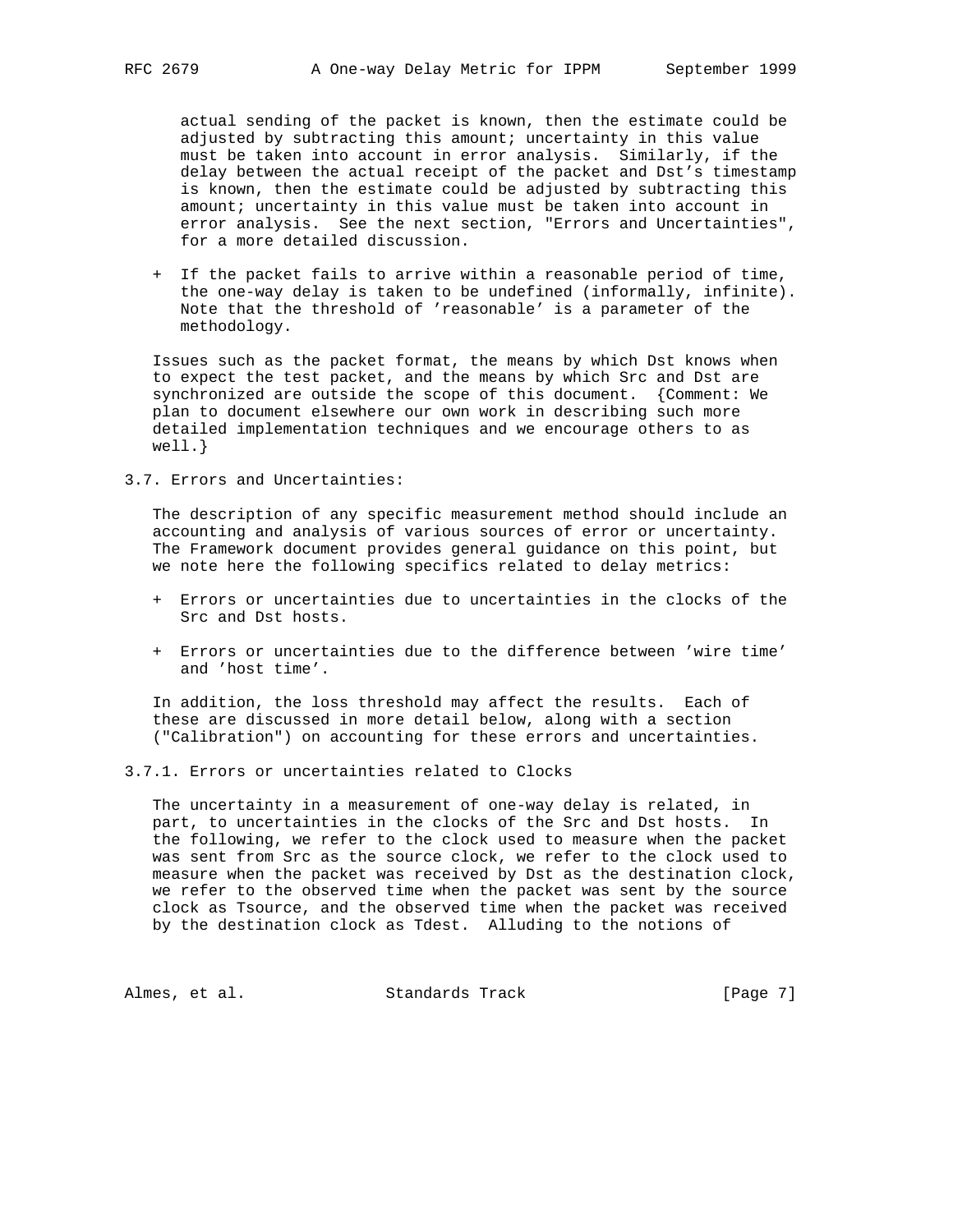actual sending of the packet is known, then the estimate could be adjusted by subtracting this amount; uncertainty in this value must be taken into account in error analysis. Similarly, if the delay between the actual receipt of the packet and Dst's timestamp is known, then the estimate could be adjusted by subtracting this amount; uncertainty in this value must be taken into account in error analysis. See the next section, "Errors and Uncertainties", for a more detailed discussion.

+ If the packet fails to arrive within a reasonable period of time, the one-way delay is taken to be undefined (informally, infinite). Note that the threshold of 'reasonable' is a parameter of the methodology.

Issues such as the packet format, the means by which Dst knows when to expect the test packet, and the means by which Src and Dst are synchronized are outside the scope of this document. {Comment: We plan to document elsewhere our own work in describing such more detailed implementation techniques and we encourage others to as well.}

## 3.7. Errors and Uncertainties:

The description of any specific measurement method should include an accounting and analysis of various sources of error or uncertainty. The Framework document provides general guidance on this point, but we note here the following specifics related to delay metrics:

+ Errors or uncertainties due to uncertainties in the clocks of the Src and Dst hosts.

+ Errors or uncertainties due to the difference between 'wire time' and 'host time'.

In addition, the loss threshold may affect the results. Each of these are discussed in more detail below, along with a section ("Calibration") on accounting for these errors and uncertainties.

### 3.7.1. Errors or uncertainties related to Clocks

The uncertainty in a measurement of one-way delay is related, in part, to uncertainties in the clocks of the Src and Dst hosts. In the following, we refer to the clock used to measure when the packet was sent from Src as the source clock, we refer to the clock used to measure when the packet was received by Dst as the destination clock, we refer to the observed time when the packet was sent by the source clock as Tsource, and the observed time when the packet was received by the destination clock as Tdest. Alluding to the notions of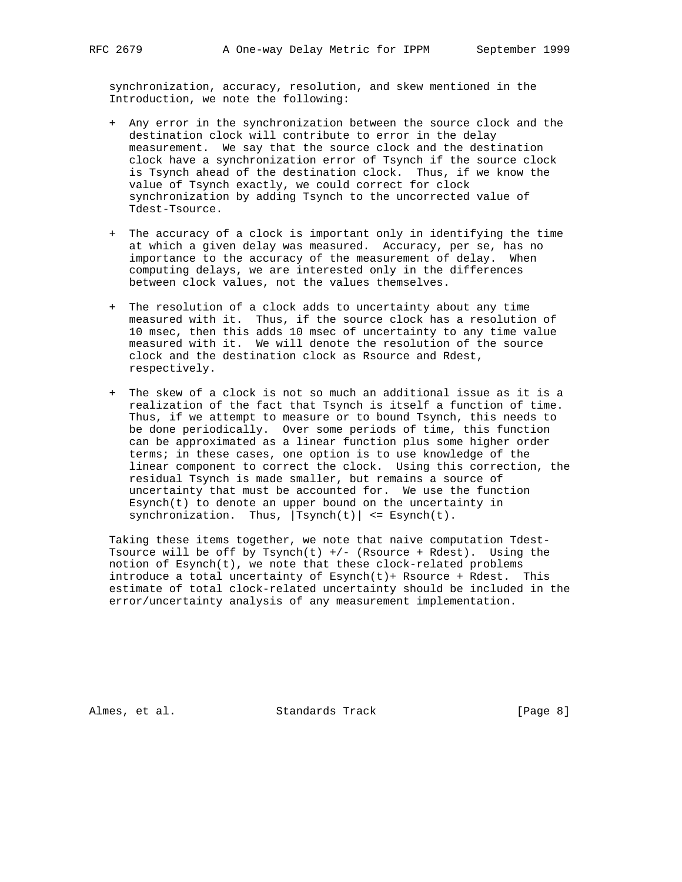synchronization, accuracy, resolution, and skew mentioned in the Introduction, we note the following:

+ Any error in the synchronization between the source clock and the destination clock will contribute to error in the delay measurement. We say that the source clock and the destination clock have a synchronization error of Tsynch if the source clock is Tsynch ahead of the destination clock. Thus, if we know the value of Tsynch exactly, we could correct for clock synchronization by adding Tsynch to the uncorrected value of Tdest-Tsource.

+ The accuracy of a clock is important only in identifying the time at which a given delay was measured. Accuracy, per se, has no importance to the accuracy of the measurement of delay. When computing delays, we are interested only in the differences between clock values, not the values themselves.

+ The resolution of a clock adds to uncertainty about any time measured with it. Thus, if the source clock has a resolution of 10 msec, then this adds 10 msec of uncertainty to any time value measured with it. We will denote the resolution of the source clock and the destination clock as Rsource and Rdest, respectively.

+ The skew of a clock is not so much an additional issue as it is a realization of the fact that Tsynch is itself a function of time. Thus, if we attempt to measure or to bound Tsynch, this needs to be done periodically. Over some periods of time, this function can be approximated as a linear function plus some higher order terms; in these cases, one option is to use knowledge of the linear component to correct the clock. Using this correction, the residual Tsynch is made smaller, but remains a source of uncertainty that must be accounted for. We use the function Esynch(t) to denote an upper bound on the uncertainty in synchronization. Thus, |Tsynch(t)| <= Esynch(t).

Taking these items together, we note that naive computation Tdest-Tsource will be off by Tsynch(t) +/- (Rsource + Rdest). Using the notion of Esynch(t), we note that these clock-related problems introduce a total uncertainty of Esynch(t)+ Rsource + Rdest. This estimate of total clock-related uncertainty should be included in the error/uncertainty analysis of any measurement implementation.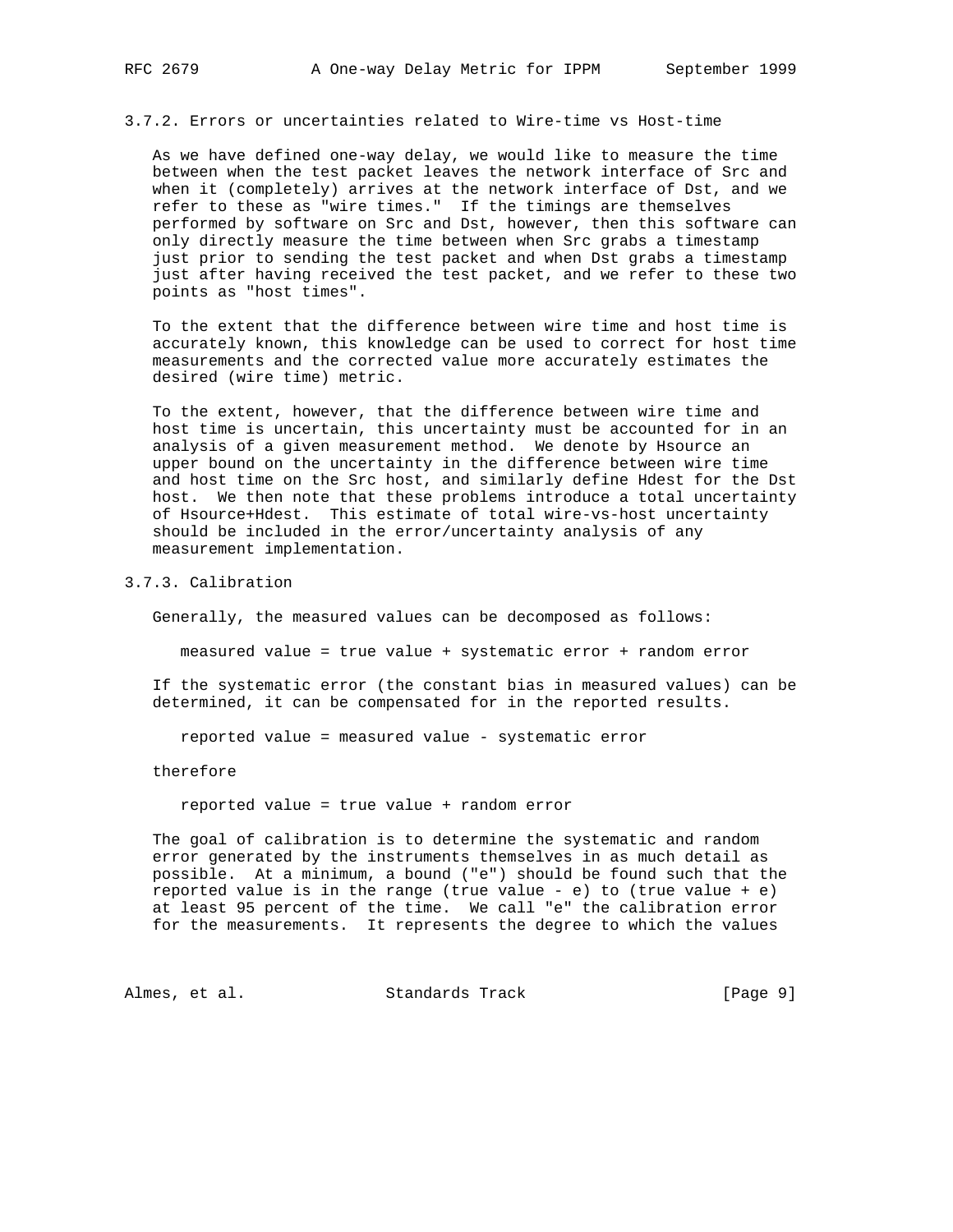### 3.7.2. Errors or uncertainties related to Wire-time vs Host-time

As we have defined one-way delay, we would like to measure the time between when the test packet leaves the network interface of Src and when it (completely) arrives at the network interface of Dst, and we refer to these as "wire times." If the timings are themselves performed by software on Src and Dst, however, then this software can only directly measure the time between when Src grabs a timestamp just prior to sending the test packet and when Dst grabs a timestamp just after having received the test packet, and we refer to these two points as "host times".

To the extent that the difference between wire time and host time is accurately known, this knowledge can be used to correct for host time measurements and the corrected value more accurately estimates the desired (wire time) metric.

To the extent, however, that the difference between wire time and host time is uncertain, this uncertainty must be accounted for in an analysis of a given measurement method. We denote by Hsource an upper bound on the uncertainty in the difference between wire time and host time on the Src host, and similarly define Hdest for the Dst host. We then note that these problems introduce a total uncertainty of Hsource+Hdest. This estimate of total wire-vs-host uncertainty should be included in the error/uncertainty analysis of any measurement implementation.

### 3.7.3. Calibration

Generally, the measured values can be decomposed as follows:

```
measured value = true value + systematic error + random error
```

If the systematic error (the constant bias in measured values) can be determined, it can be compensated for in the reported results.

```
reported value = measured value - systematic error
```

therefore

```
reported value = true value + random error
```

The goal of calibration is to determine the systematic and random error generated by the instruments themselves in as much detail as possible. At a minimum, a bound ("e") should be found such that the reported value is in the range (true value - e) to (true value + e) at least 95 percent of the time. We call "e" the calibration error for the measurements. It represents the degree to which the values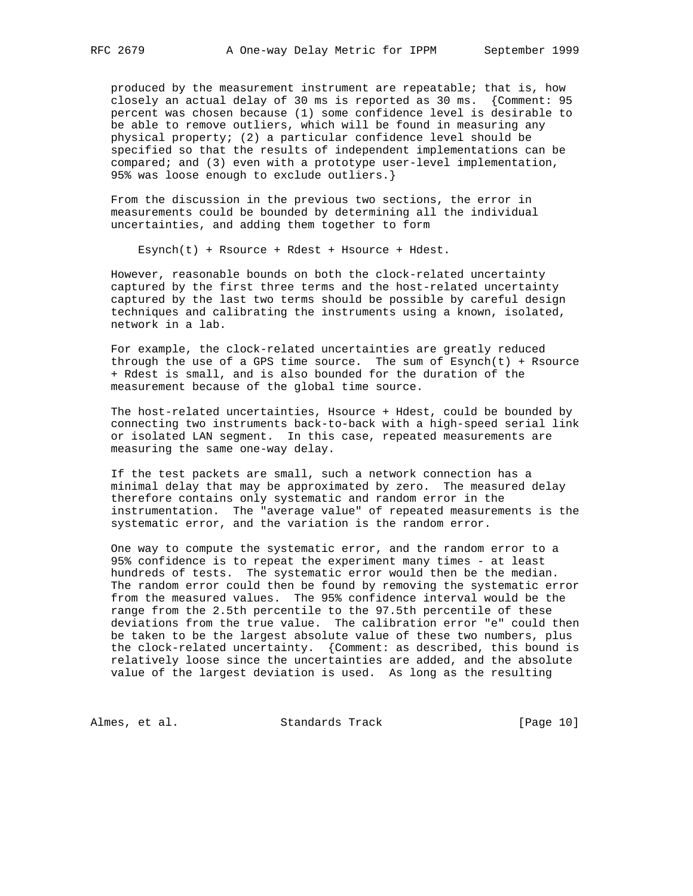produced by the measurement instrument are repeatable; that is, how closely an actual delay of 30 ms is reported as 30 ms. {Comment: 95 percent was chosen because (1) some confidence level is desirable to be able to remove outliers, which will be found in measuring any physical property; (2) a particular confidence level should be specified so that the results of independent implementations can be compared; and (3) even with a prototype user-level implementation, 95% was loose enough to exclude outliers.}

From the discussion in the previous two sections, the error in measurements could be bounded by determining all the individual uncertainties, and adding them together to form

    Esynch(t) + Rsource + Rdest + Hsource + Hdest.

However, reasonable bounds on both the clock-related uncertainty captured by the first three terms and the host-related uncertainty captured by the last two terms should be possible by careful design techniques and calibrating the instruments using a known, isolated, network in a lab.

For example, the clock-related uncertainties are greatly reduced through the use of a GPS time source. The sum of Esynch(t) + Rsource + Rdest is small, and is also bounded for the duration of the measurement because of the global time source.

The host-related uncertainties, Hsource + Hdest, could be bounded by connecting two instruments back-to-back with a high-speed serial link or isolated LAN segment. In this case, repeated measurements are measuring the same one-way delay.

If the test packets are small, such a network connection has a minimal delay that may be approximated by zero. The measured delay therefore contains only systematic and random error in the instrumentation. The "average value" of repeated measurements is the systematic error, and the variation is the random error.

One way to compute the systematic error, and the random error to a 95% confidence is to repeat the experiment many times - at least hundreds of tests. The systematic error would then be the median. The random error could then be found by removing the systematic error from the measured values. The 95% confidence interval would be the range from the 2.5th percentile to the 97.5th percentile of these deviations from the true value. The calibration error "e" could then be taken to be the largest absolute value of these two numbers, plus the clock-related uncertainty. {Comment: as described, this bound is relatively loose since the uncertainties are added, and the absolute value of the largest deviation is used. As long as the resulting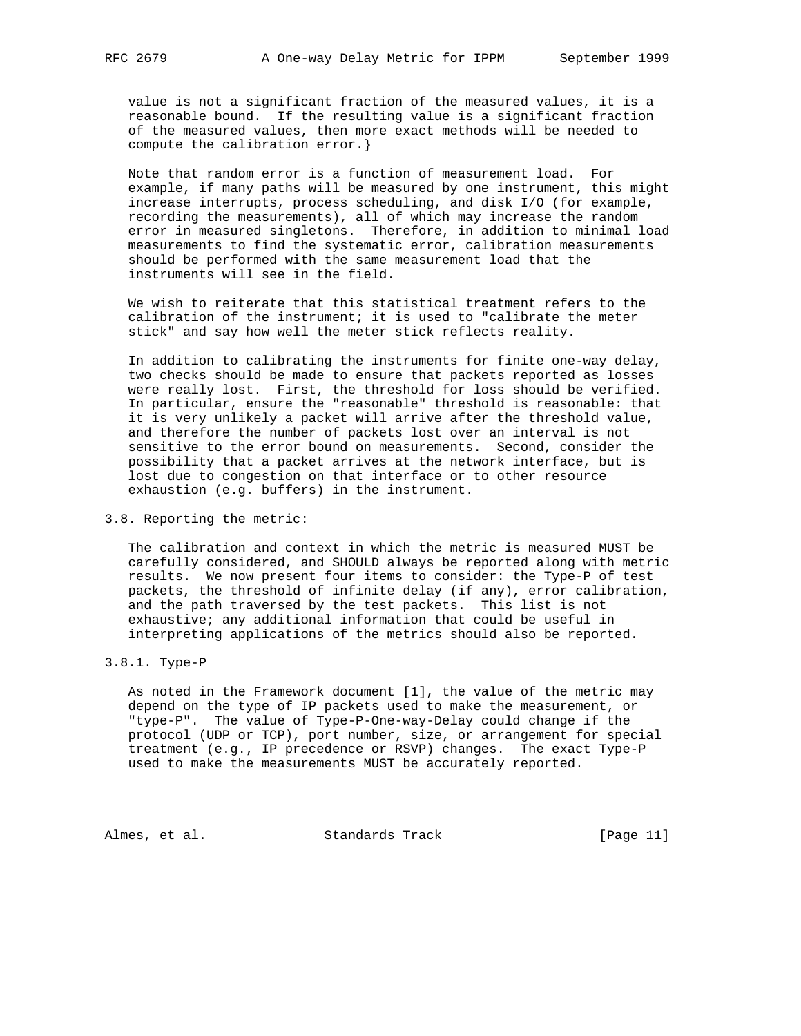value is not a significant fraction of the measured values, it is a reasonable bound. If the resulting value is a significant fraction of the measured values, then more exact methods will be needed to compute the calibration error.}

Note that random error is a function of measurement load. For example, if many paths will be measured by one instrument, this might increase interrupts, process scheduling, and disk I/O (for example, recording the measurements), all of which may increase the random error in measured singletons. Therefore, in addition to minimal load measurements to find the systematic error, calibration measurements should be performed with the same measurement load that the instruments will see in the field.

We wish to reiterate that this statistical treatment refers to the calibration of the instrument; it is used to "calibrate the meter stick" and say how well the meter stick reflects reality.

In addition to calibrating the instruments for finite one-way delay, two checks should be made to ensure that packets reported as losses were really lost. First, the threshold for loss should be verified. In particular, ensure the "reasonable" threshold is reasonable: that it is very unlikely a packet will arrive after the threshold value, and therefore the number of packets lost over an interval is not sensitive to the error bound on measurements. Second, consider the possibility that a packet arrives at the network interface, but is lost due to congestion on that interface or to other resource exhaustion (e.g. buffers) in the instrument.

## 3.8. Reporting the metric:

The calibration and context in which the metric is measured MUST be carefully considered, and SHOULD always be reported along with metric results. We now present four items to consider: the Type-P of test packets, the threshold of infinite delay (if any), error calibration, and the path traversed by the test packets. This list is not exhaustive; any additional information that could be useful in interpreting applications of the metrics should also be reported.

### 3.8.1. Type-P

As noted in the Framework document [1], the value of the metric may depend on the type of IP packets used to make the measurement, or "type-P". The value of Type-P-One-way-Delay could change if the protocol (UDP or TCP), port number, size, or arrangement for special treatment (e.g., IP precedence or RSVP) changes. The exact Type-P used to make the measurements MUST be accurately reported.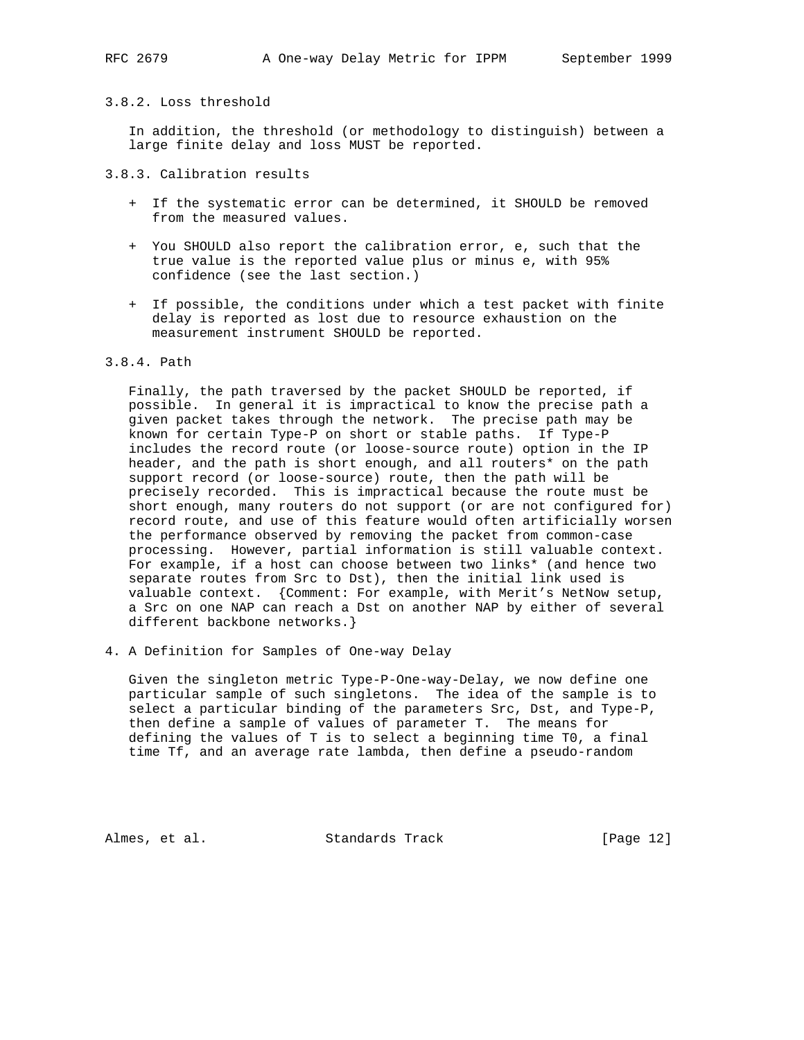### 3.8.2. Loss threshold

In addition, the threshold (or methodology to distinguish) between a large finite delay and loss MUST be reported.

### 3.8.3. Calibration results

+ If the systematic error can be determined, it SHOULD be removed from the measured values.

+ You SHOULD also report the calibration error, e, such that the true value is the reported value plus or minus e, with 95% confidence (see the last section.)

+ If possible, the conditions under which a test packet with finite delay is reported as lost due to resource exhaustion on the measurement instrument SHOULD be reported.

### 3.8.4. Path

Finally, the path traversed by the packet SHOULD be reported, if possible. In general it is impractical to know the precise path a given packet takes through the network. The precise path may be known for certain Type-P on short or stable paths. If Type-P includes the record route (or loose-source route) option in the IP header, and the path is short enough, and all routers* on the path support record (or loose-source) route, then the path will be precisely recorded. This is impractical because the route must be short enough, many routers do not support (or are not configured for) record route, and use of this feature would often artificially worsen the performance observed by removing the packet from common-case processing. However, partial information is still valuable context. For example, if a host can choose between two links* (and hence two separate routes from Src to Dst), then the initial link used is valuable context. {Comment: For example, with Merit's NetNow setup, a Src on one NAP can reach a Dst on another NAP by either of several different backbone networks.}

## 4. A Definition for Samples of One-way Delay

Given the singleton metric Type-P-One-way-Delay, we now define one particular sample of such singletons. The idea of the sample is to select a particular binding of the parameters Src, Dst, and Type-P, then define a sample of values of parameter T. The means for defining the values of T is to select a beginning time T0, a final time Tf, and an average rate lambda, then define a pseudo-random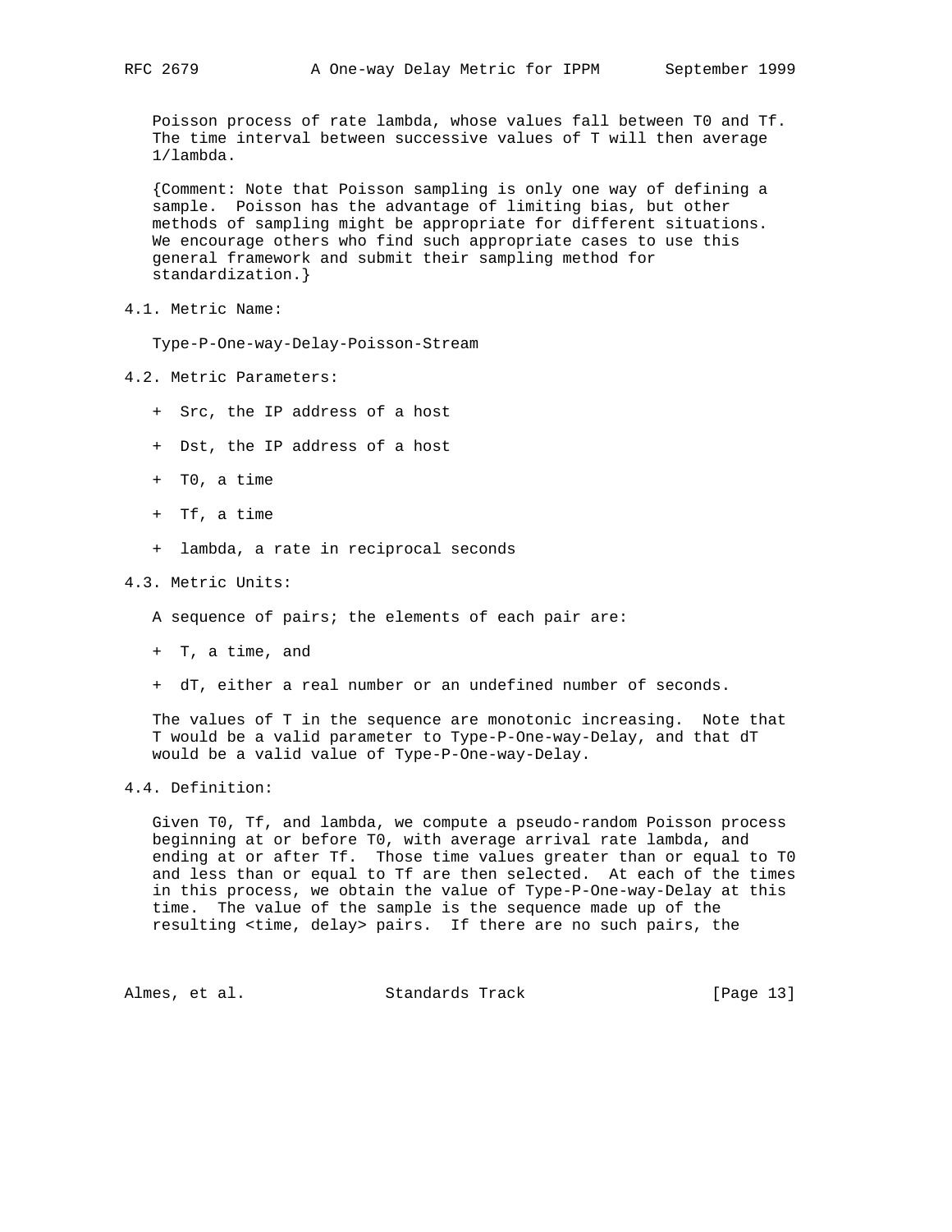Poisson process of rate lambda, whose values fall between T0 and Tf. The time interval between successive values of T will then average 1/lambda.

{Comment: Note that Poisson sampling is only one way of defining a sample. Poisson has the advantage of limiting bias, but other methods of sampling might be appropriate for different situations. We encourage others who find such appropriate cases to use this general framework and submit their sampling method for standardization.}

### 4.1. Metric Name:

Type-P-One-way-Delay-Poisson-Stream

### 4.2. Metric Parameters:

- Src, the IP address of a host
- Dst, the IP address of a host
- T0, a time
- Tf, a time
- lambda, a rate in reciprocal seconds

### 4.3. Metric Units:

A sequence of pairs; the elements of each pair are:

- T, a time, and
- dT, either a real number or an undefined number of seconds.

The values of T in the sequence are monotonic increasing. Note that T would be a valid parameter to Type-P-One-way-Delay, and that dT would be a valid value of Type-P-One-way-Delay.

### 4.4. Definition:

Given T0, Tf, and lambda, we compute a pseudo-random Poisson process beginning at or before T0, with average arrival rate lambda, and ending at or after Tf. Those time values greater than or equal to T0 and less than or equal to Tf are then selected. At each of the times in this process, we obtain the value of Type-P-One-way-Delay at this time. The value of the sample is the sequence made up of the resulting <time, delay> pairs. If there are no such pairs, the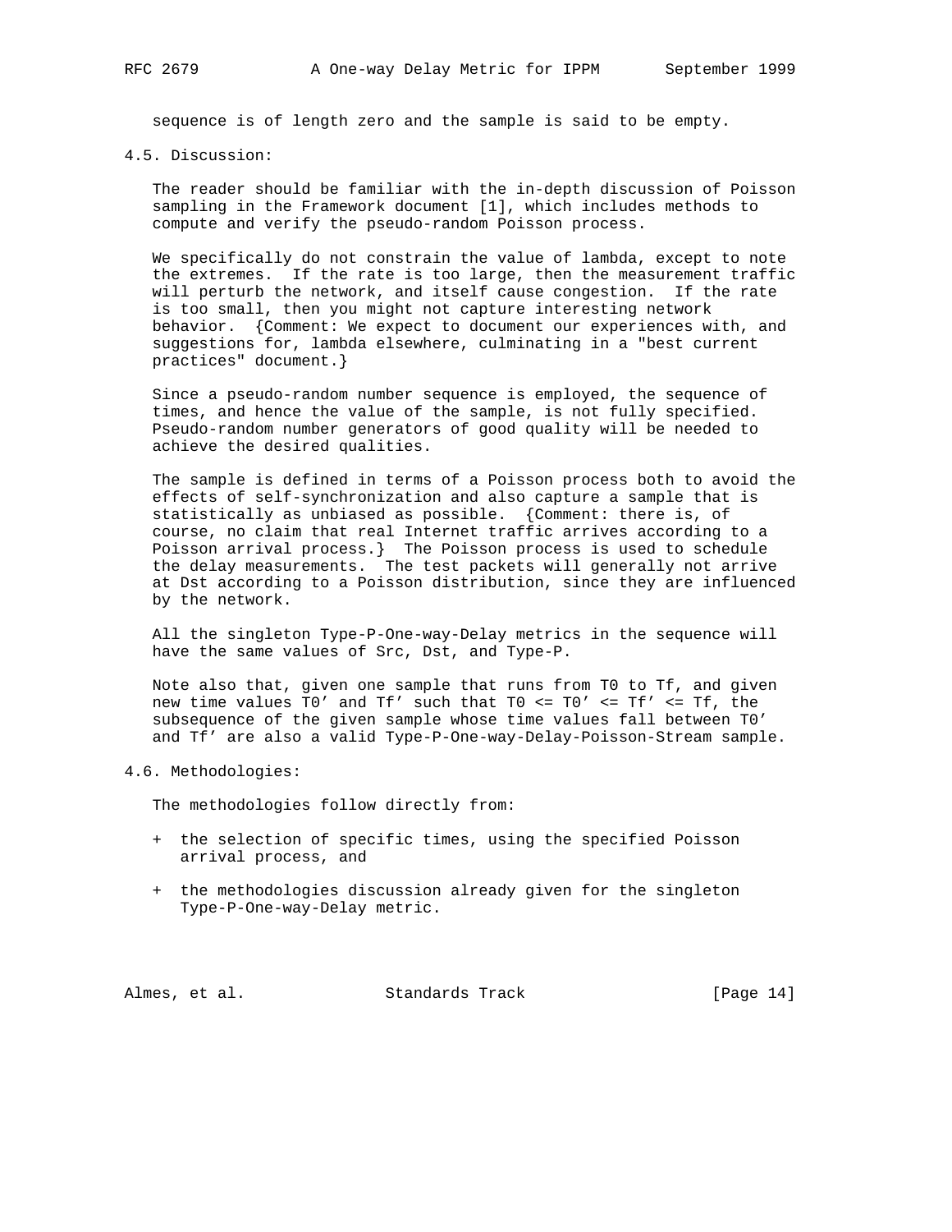sequence is of length zero and the sample is said to be empty.

## 4.5. Discussion:

The reader should be familiar with the in-depth discussion of Poisson sampling in the Framework document [1], which includes methods to compute and verify the pseudo-random Poisson process.

We specifically do not constrain the value of lambda, except to note the extremes. If the rate is too large, then the measurement traffic will perturb the network, and itself cause congestion. If the rate is too small, then you might not capture interesting network behavior. {Comment: We expect to document our experiences with, and suggestions for, lambda elsewhere, culminating in a "best current practices" document.}

Since a pseudo-random number sequence is employed, the sequence of times, and hence the value of the sample, is not fully specified. Pseudo-random number generators of good quality will be needed to achieve the desired qualities.

The sample is defined in terms of a Poisson process both to avoid the effects of self-synchronization and also capture a sample that is statistically as unbiased as possible. {Comment: there is, of course, no claim that real Internet traffic arrives according to a Poisson arrival process.} The Poisson process is used to schedule the delay measurements. The test packets will generally not arrive at Dst according to a Poisson distribution, since they are influenced by the network.

All the singleton Type-P-One-way-Delay metrics in the sequence will have the same values of Src, Dst, and Type-P.

Note also that, given one sample that runs from T0 to Tf, and given new time values T0' and Tf' such that T0 <= T0' <= Tf' <= Tf, the subsequence of the given sample whose time values fall between T0' and Tf' are also a valid Type-P-One-way-Delay-Poisson-Stream sample.

## 4.6. Methodologies:

The methodologies follow directly from:

+ the selection of specific times, using the specified Poisson arrival process, and

+ the methodologies discussion already given for the singleton Type-P-One-way-Delay metric.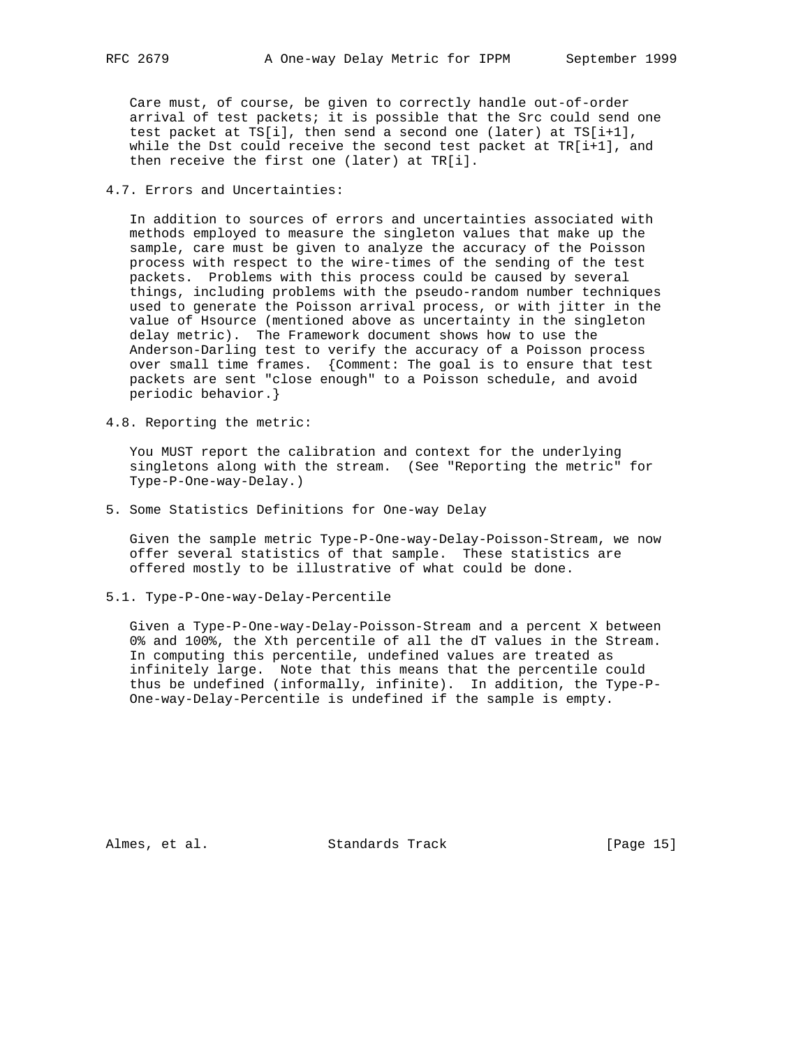Care must, of course, be given to correctly handle out-of-order arrival of test packets; it is possible that the Src could send one test packet at TS[i], then send a second one (later) at TS[i+1], while the Dst could receive the second test packet at TR[i+1], and then receive the first one (later) at TR[i].

## 4.7. Errors and Uncertainties:

In addition to sources of errors and uncertainties associated with methods employed to measure the singleton values that make up the sample, care must be given to analyze the accuracy of the Poisson process with respect to the wire-times of the sending of the test packets. Problems with this process could be caused by several things, including problems with the pseudo-random number techniques used to generate the Poisson arrival process, or with jitter in the value of Hsource (mentioned above as uncertainty in the singleton delay metric). The Framework document shows how to use the Anderson-Darling test to verify the accuracy of a Poisson process over small time frames. {Comment: The goal is to ensure that test packets are sent "close enough" to a Poisson schedule, and avoid periodic behavior.}

## 4.8. Reporting the metric:

You MUST report the calibration and context for the underlying singletons along with the stream. (See "Reporting the metric" for Type-P-One-way-Delay.)

# 5. Some Statistics Definitions for One-way Delay

Given the sample metric Type-P-One-way-Delay-Poisson-Stream, we now offer several statistics of that sample. These statistics are offered mostly to be illustrative of what could be done.

## 5.1. Type-P-One-way-Delay-Percentile

Given a Type-P-One-way-Delay-Poisson-Stream and a percent X between 0% and 100%, the Xth percentile of all the dT values in the Stream. In computing this percentile, undefined values are treated as infinitely large. Note that this means that the percentile could thus be undefined (informally, infinite). In addition, the Type-P-One-way-Delay-Percentile is undefined if the sample is empty.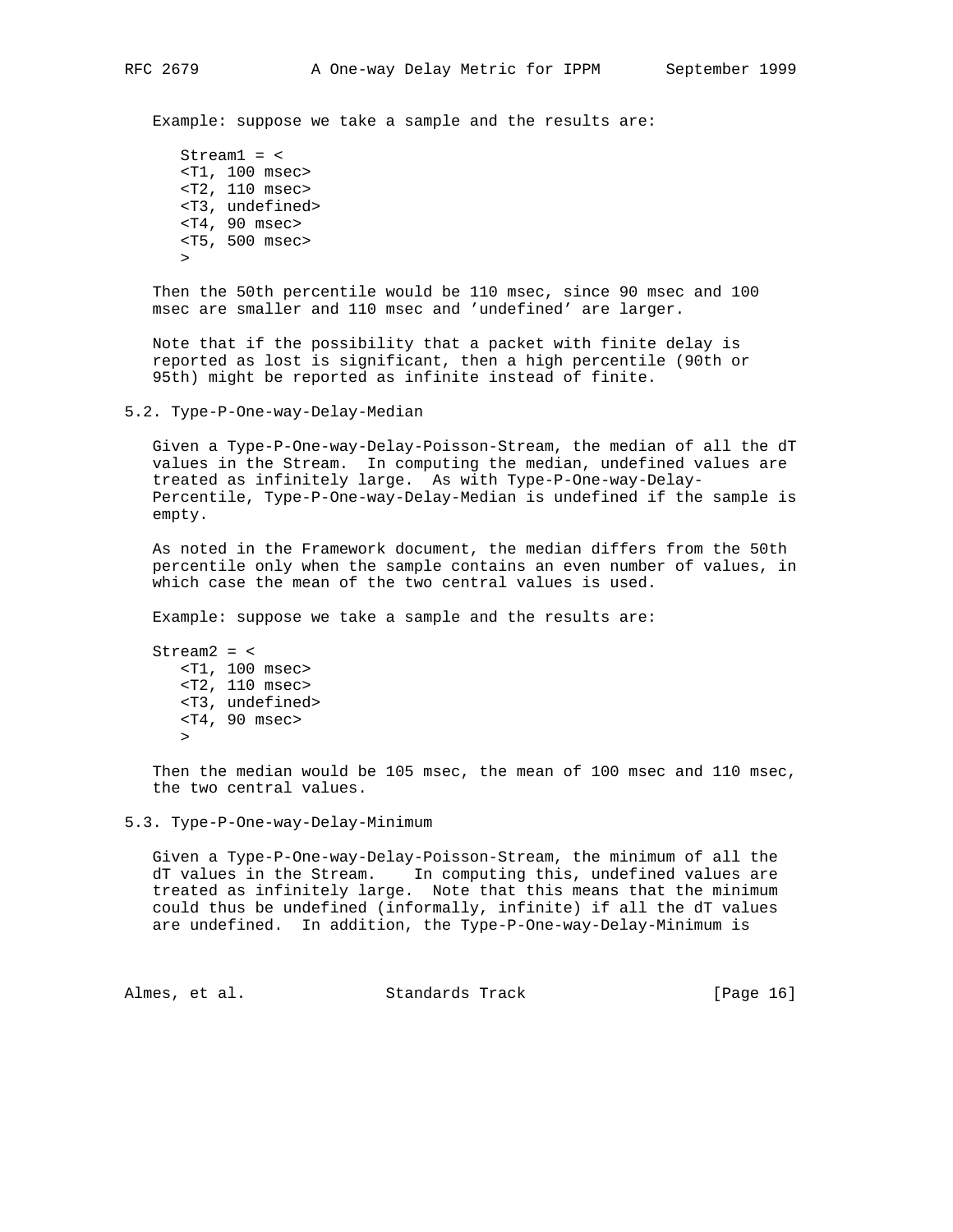Example: suppose we take a sample and the results are:

```
Stream1 = <
<T1, 100 msec>
<T2, 110 msec>
<T3, undefined>
<T4, 90 msec>
<T5, 500 msec>
>
```

Then the 50th percentile would be 110 msec, since 90 msec and 100 msec are smaller and 110 msec and 'undefined' are larger.

Note that if the possibility that a packet with finite delay is reported as lost is significant, then a high percentile (90th or 95th) might be reported as infinite instead of finite.

## 5.2. Type-P-One-way-Delay-Median

Given a Type-P-One-way-Delay-Poisson-Stream, the median of all the dT values in the Stream. In computing the median, undefined values are treated as infinitely large. As with Type-P-One-way-Delay-Percentile, Type-P-One-way-Delay-Median is undefined if the sample is empty.

As noted in the Framework document, the median differs from the 50th percentile only when the sample contains an even number of values, in which case the mean of the two central values is used.

Example: suppose we take a sample and the results are:

```
Stream2 = <
   <T1, 100 msec>
   <T2, 110 msec>
   <T3, undefined>
   <T4, 90 msec>
   >
```

Then the median would be 105 msec, the mean of 100 msec and 110 msec, the two central values.

## 5.3. Type-P-One-way-Delay-Minimum

Given a Type-P-One-way-Delay-Poisson-Stream, the minimum of all the dT values in the Stream. In computing this, undefined values are treated as infinitely large. Note that this means that the minimum could thus be undefined (informally, infinite) if all the dT values are undefined. In addition, the Type-P-One-way-Delay-Minimum is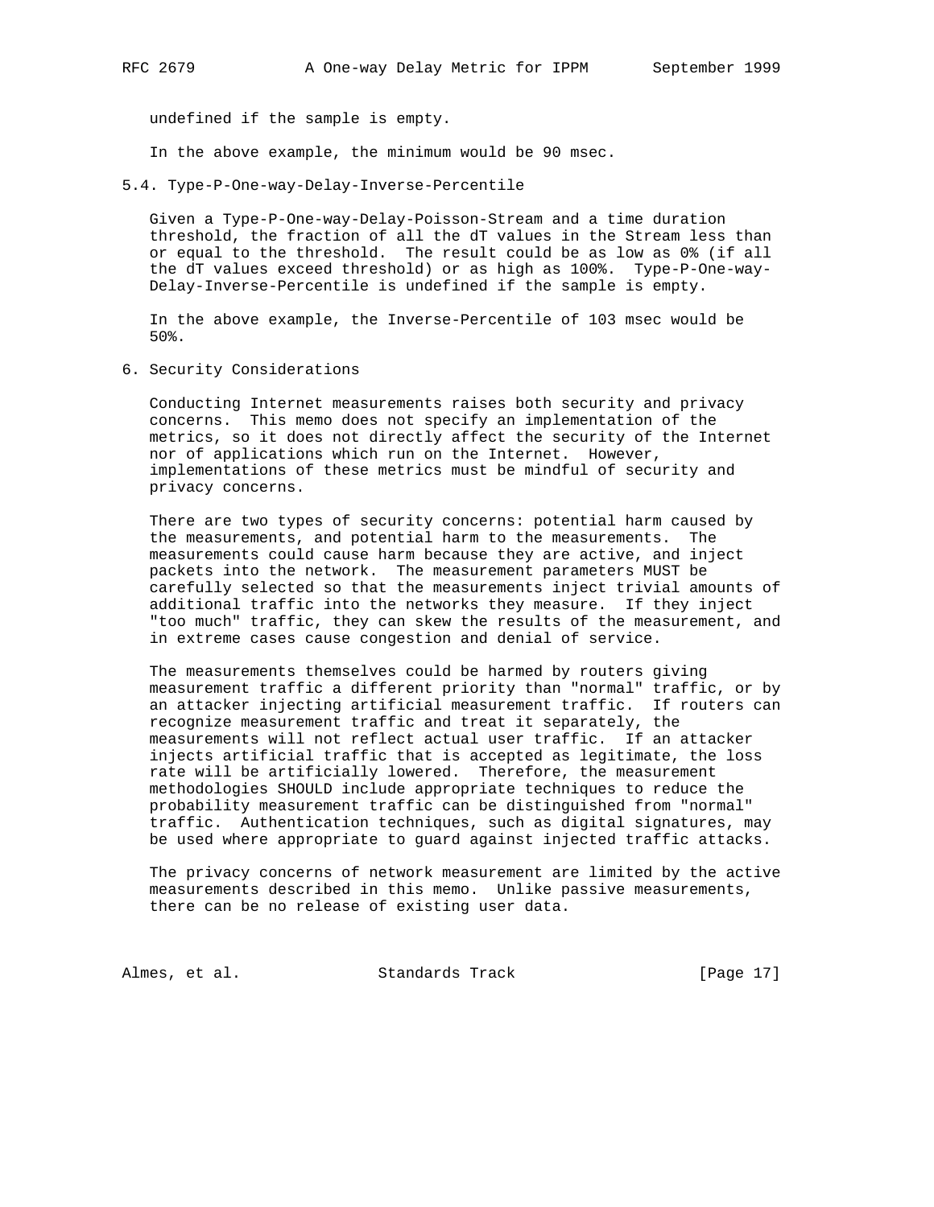undefined if the sample is empty.

In the above example, the minimum would be 90 msec.

### 5.4. Type-P-One-way-Delay-Inverse-Percentile

Given a Type-P-One-way-Delay-Poisson-Stream and a time duration threshold, the fraction of all the dT values in the Stream less than or equal to the threshold. The result could be as low as 0% (if all the dT values exceed threshold) or as high as 100%. Type-P-One-way-Delay-Inverse-Percentile is undefined if the sample is empty.

In the above example, the Inverse-Percentile of 103 msec would be 50%.

## 6. Security Considerations

Conducting Internet measurements raises both security and privacy concerns. This memo does not specify an implementation of the metrics, so it does not directly affect the security of the Internet nor of applications which run on the Internet. However, implementations of these metrics must be mindful of security and privacy concerns.

There are two types of security concerns: potential harm caused by the measurements, and potential harm to the measurements. The measurements could cause harm because they are active, and inject packets into the network. The measurement parameters MUST be carefully selected so that the measurements inject trivial amounts of additional traffic into the networks they measure. If they inject "too much" traffic, they can skew the results of the measurement, and in extreme cases cause congestion and denial of service.

The measurements themselves could be harmed by routers giving measurement traffic a different priority than "normal" traffic, or by an attacker injecting artificial measurement traffic. If routers can recognize measurement traffic and treat it separately, the measurements will not reflect actual user traffic. If an attacker injects artificial traffic that is accepted as legitimate, the loss rate will be artificially lowered. Therefore, the measurement methodologies SHOULD include appropriate techniques to reduce the probability measurement traffic can be distinguished from "normal" traffic. Authentication techniques, such as digital signatures, may be used where appropriate to guard against injected traffic attacks.

The privacy concerns of network measurement are limited by the active measurements described in this memo. Unlike passive measurements, there can be no release of existing user data.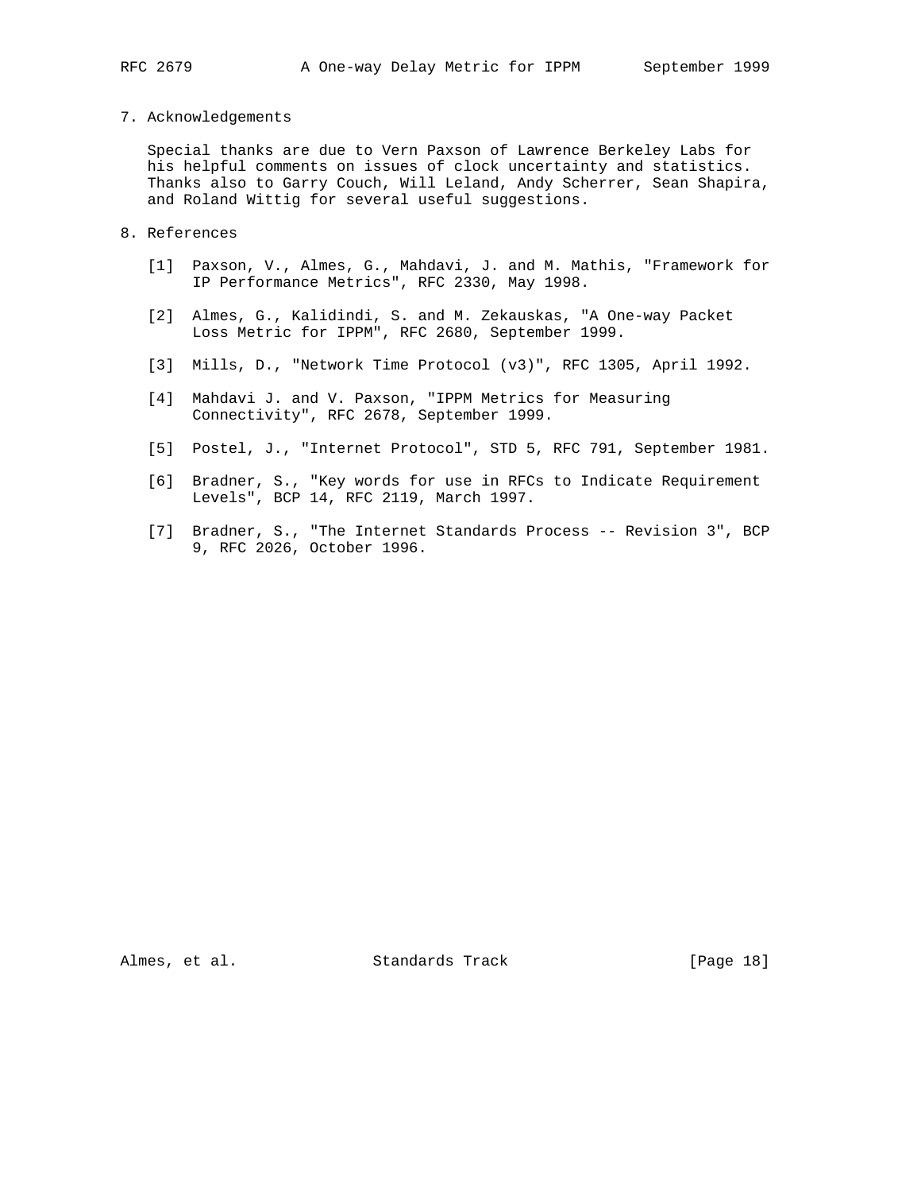## 7. Acknowledgements

Special thanks are due to Vern Paxson of Lawrence Berkeley Labs for his helpful comments on issues of clock uncertainty and statistics. Thanks also to Garry Couch, Will Leland, Andy Scherrer, Sean Shapira, and Roland Wittig for several useful suggestions.

## 8. References

[1] Paxson, V., Almes, G., Mahdavi, J. and M. Mathis, "Framework for IP Performance Metrics", RFC 2330, May 1998.

[2] Almes, G., Kalidindi, S. and M. Zekauskas, "A One-way Packet Loss Metric for IPPM", RFC 2680, September 1999.

[3] Mills, D., "Network Time Protocol (v3)", RFC 1305, April 1992.

[4] Mahdavi J. and V. Paxson, "IPPM Metrics for Measuring Connectivity", RFC 2678, September 1999.

[5] Postel, J., "Internet Protocol", STD 5, RFC 791, September 1981.

[6] Bradner, S., "Key words for use in RFCs to Indicate Requirement Levels", BCP 14, RFC 2119, March 1997.

[7] Bradner, S., "The Internet Standards Process -- Revision 3", BCP 9, RFC 2026, October 1996.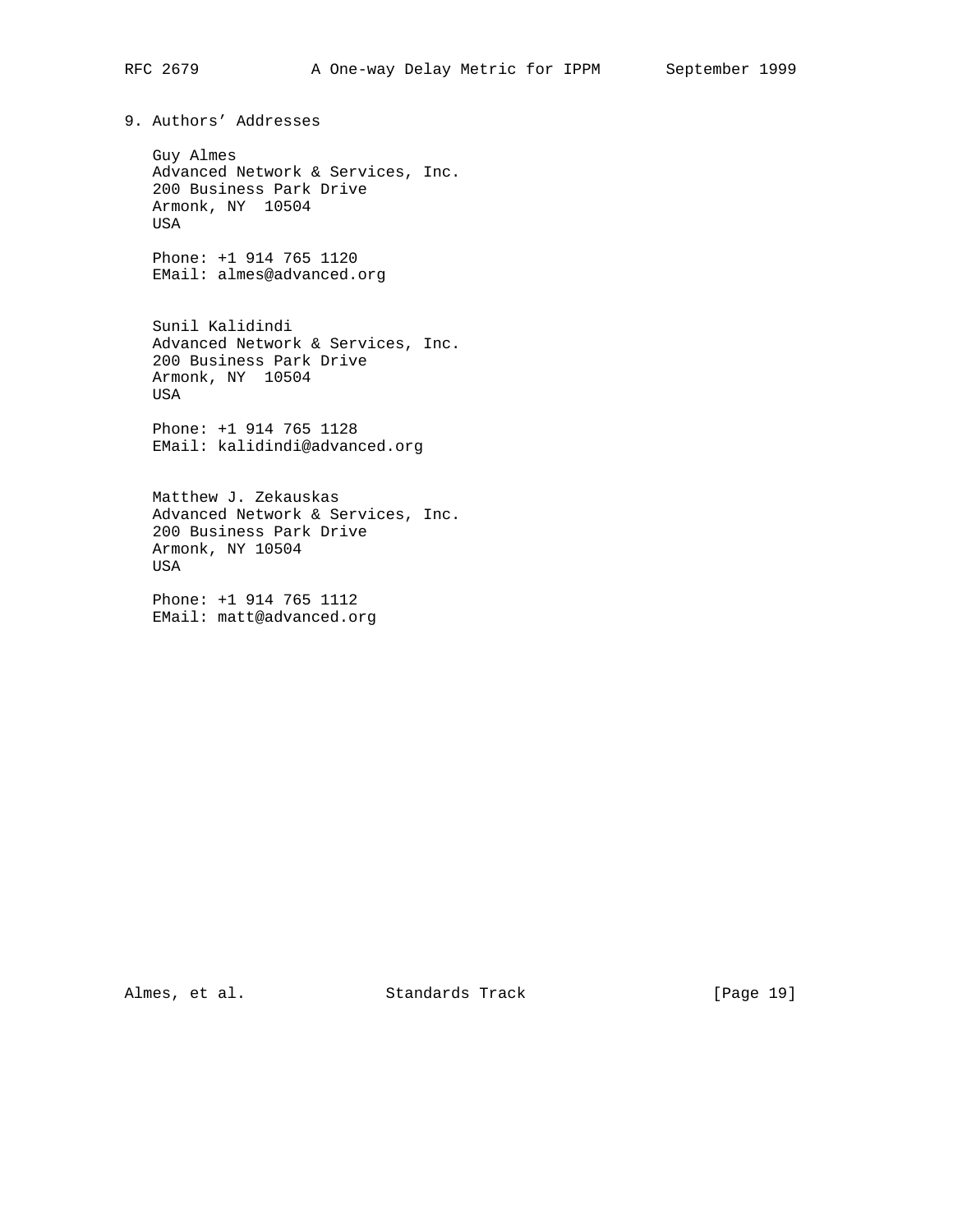## 9. Authors' Addresses

Guy Almes
Advanced Network & Services, Inc.
200 Business Park Drive
Armonk, NY 10504
USA

Phone: +1 914 765 1120
EMail: almes@advanced.org

Sunil Kalidindi
Advanced Network & Services, Inc.
200 Business Park Drive
Armonk, NY 10504
USA

Phone: +1 914 765 1128
EMail: kalidindi@advanced.org

Matthew J. Zekauskas
Advanced Network & Services, Inc.
200 Business Park Drive
Armonk, NY 10504
USA

Phone: +1 914 765 1112
EMail: matt@advanced.org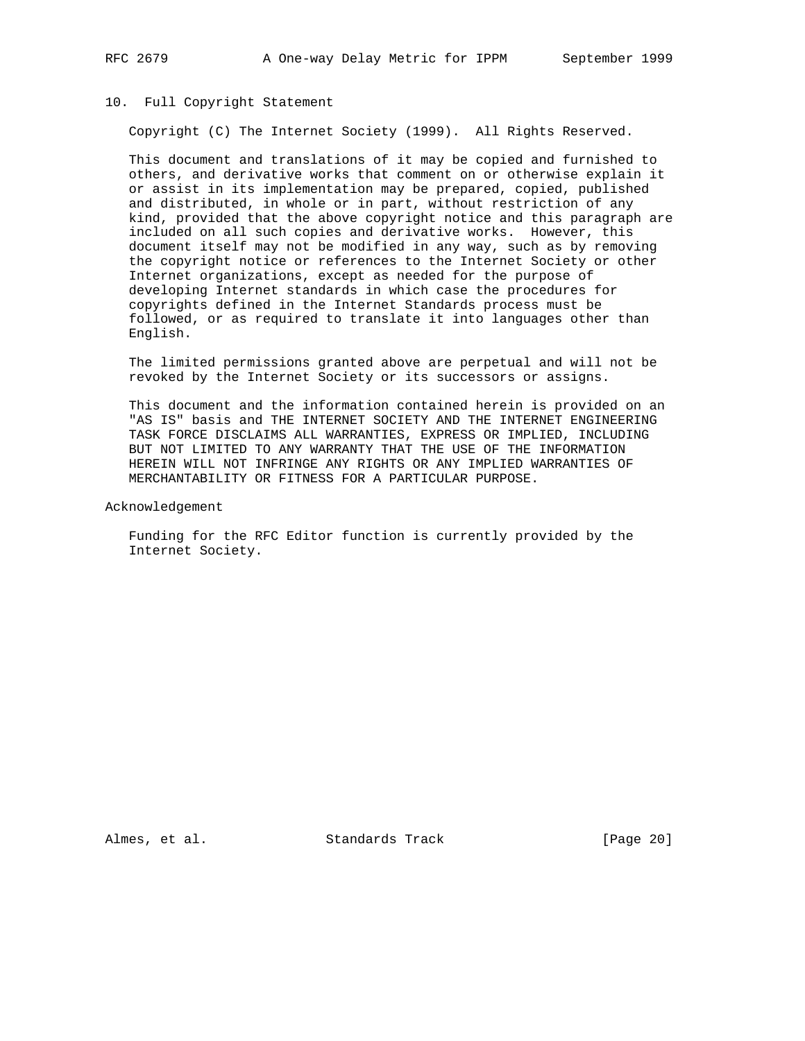## 10. Full Copyright Statement

Copyright (C) The Internet Society (1999). All Rights Reserved.

This document and translations of it may be copied and furnished to others, and derivative works that comment on or otherwise explain it or assist in its implementation may be prepared, copied, published and distributed, in whole or in part, without restriction of any kind, provided that the above copyright notice and this paragraph are included on all such copies and derivative works. However, this document itself may not be modified in any way, such as by removing the copyright notice or references to the Internet Society or other Internet organizations, except as needed for the purpose of developing Internet standards in which case the procedures for copyrights defined in the Internet Standards process must be followed, or as required to translate it into languages other than English.

The limited permissions granted above are perpetual and will not be revoked by the Internet Society or its successors or assigns.

This document and the information contained herein is provided on an "AS IS" basis and THE INTERNET SOCIETY AND THE INTERNET ENGINEERING TASK FORCE DISCLAIMS ALL WARRANTIES, EXPRESS OR IMPLIED, INCLUDING BUT NOT LIMITED TO ANY WARRANTY THAT THE USE OF THE INFORMATION HEREIN WILL NOT INFRINGE ANY RIGHTS OR ANY IMPLIED WARRANTIES OF MERCHANTABILITY OR FITNESS FOR A PARTICULAR PURPOSE.

## Acknowledgement

Funding for the RFC Editor function is currently provided by the Internet Society.